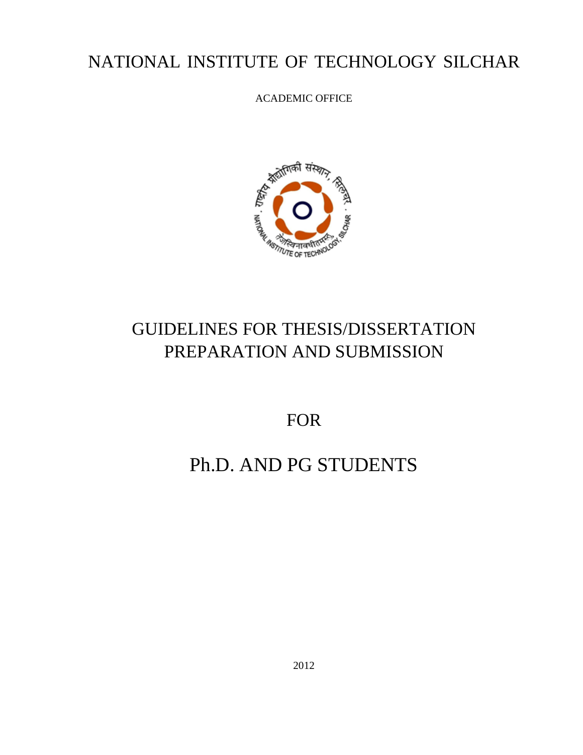# NATIONAL INSTITUTE OF TECHNOLOGY SILCHAR

ACADEMIC OFFICE

# GUIDELINES FOR THESIS/DISSERTATION PREPARATION AND SUBMISSION

FOR

# Ph.D. AND PG STUDENTS

2012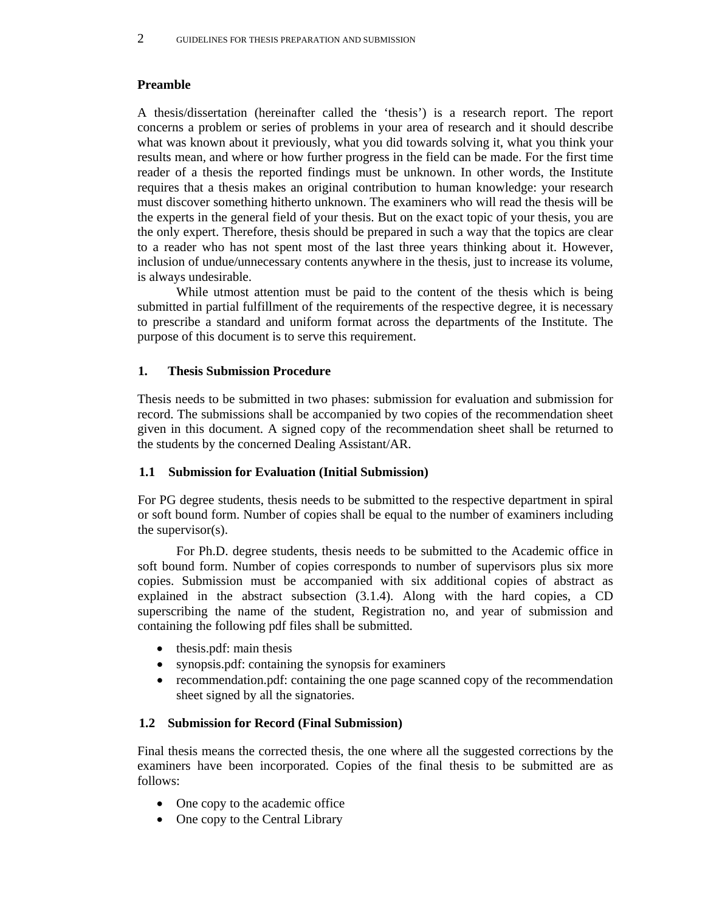## Preamble

A thesis/dissertation (hereinafter called the 'thesis') is a research report. The report concerns a problem or series of problems in your area of research and it should describe what was known about it previously, what you did towards solving it, what you think your results mean, and where or how further progress in the field can be made. For the first time reader of a thesis the reported findings must be unknown. In other words, the Institute requires that a thesis makes an original contribution to human knowledge: your research must discover something hitherto unknown. The examiners who will read the thesis will be the experts in the general field of your thesis. But on the exact topic of your thesis, you are the only expert. Therefore, thesis should be prepared in such a way that the topics are clear to a reader who has not spent most of the last three years thinking about it. However, inclusion of undue/unnecessary contents anywhere in the thesis, just to increase its volume, is always undesirable.

While utmost attention must be paid to the content of the thesis which is being submitted in partial fulfillment of the requirements of the respective degree, it is necessary to prescribe a standard and uniform format across the departments of the Institute. The purpose of this document is to serve this requirement.

## 1. Thesis Submission Procedure

Thesis needs to be submitted in two phases: submission for evaluation and submission for record. The submissions shall be accompanied by two copies of the recommendation sheet given in this document. A signed copy of the recommendation sheet shall be returned to the students by the concerned Dealing Assistant/AR.

### 1.1 Submission for Evaluation (Initial Submission)

For PG degree students, thesis needs to be submitted to the respective department in spiral or soft bound form. Number of copies shall be equal to the number of examiners including the supervisor(s).

For Ph.D. degree students, thesis needs to be submitted to the Academic office in soft bound form. Number of copies corresponds to number of supervisors plus six more copies. Submission must be accompanied with six additional copies of abstract as explained in the abstract subsection (3.1.4). Along with the hard copies, a CD superscribing the name of the student, Registration no, and year of submission and containing the following pdf files shall be submitted.

- thesis.pdf: main thesis
- synopsis.pdf: containing the synopsis for examiners
- recommendation.pdf: containing the one page scanned copy of the recommendation sheet signed by all the signatories.

### 1.2 Submission for Record (Final Submission)

Final thesis means the corrected thesis, the one where all the suggested corrections by the examiners have been incorporated. Copies of the final thesis to be submitted are as follows:

- One copy to the academic office
- One copy to the Central Library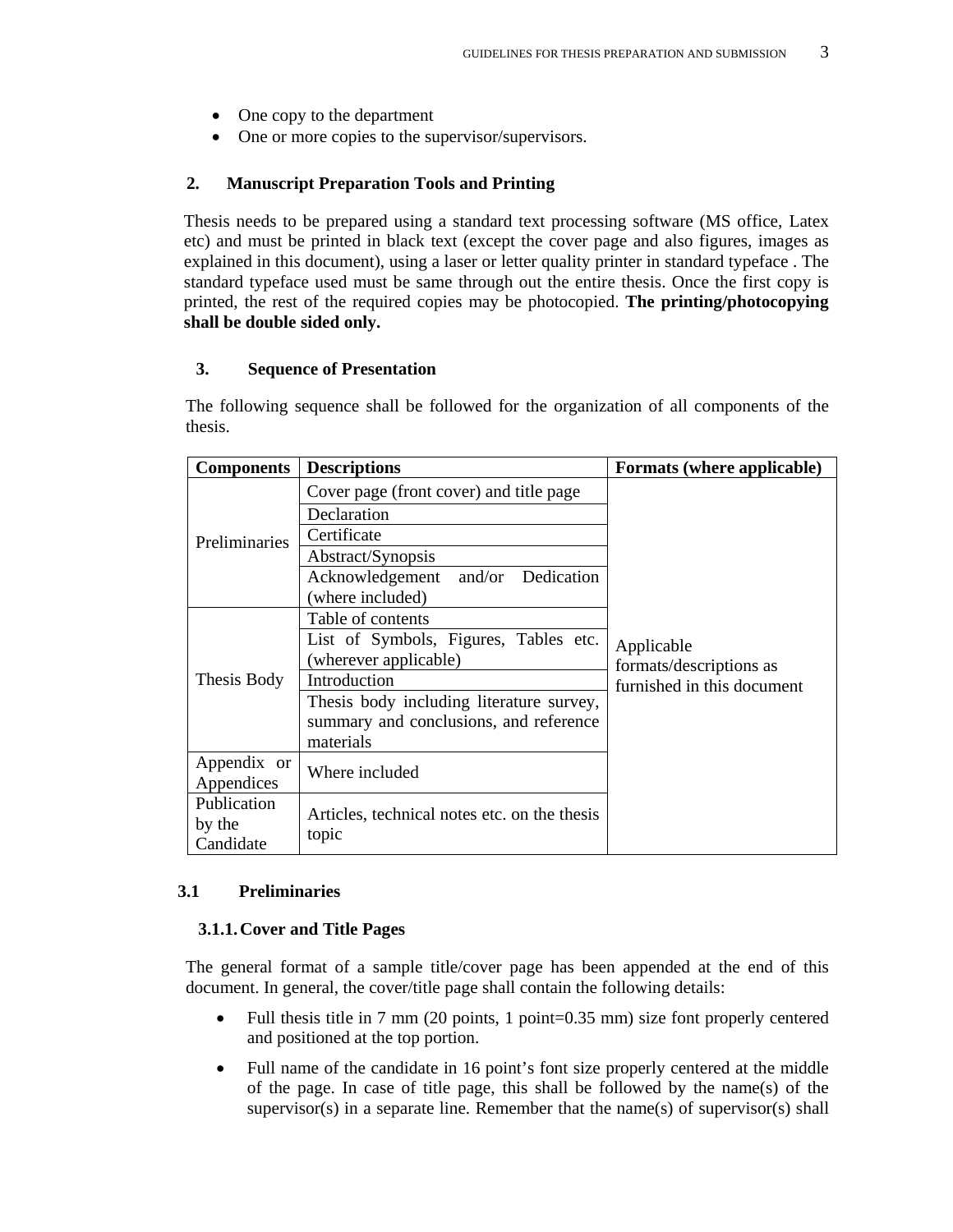- One copy to the department
- One or more copies to the supervisor/supervisors.

## 2. Manuscript Preparation Tools and Printing

Thesis needs to be prepared using a standard text processing software (MS office, Latex etc) and must be printed in black text (except the cover page and also figures, images as explained in this document), using a laser or letter quality printer in standard typeface . The standard typeface used must be same through out the entire thesis. Once the first copy is printed, the rest of the required copies may be photocopied. **The printing/photocopying shall be double sided only.**

## 3. Sequence of Presentation

The following sequence shall be followed for the organization of all components of the thesis.

| Components | Descriptions | Formats (where applicable) |
|---|---|---|
| Preliminaries | Cover page (front cover) and title page | Applicable formats/descriptions as furnished in this document |
| | Declaration | |
| | Certificate | |
| | Abstract/Synopsis | |
| | Acknowledgement and/or Dedication (where included) | |
| Thesis Body | Table of contents | |
| | List of Symbols, Figures, Tables etc. (wherever applicable) | |
| | Introduction | |
| | Thesis body including literature survey, summary and conclusions, and reference materials | |
| Appendix or Appendices | Where included | |
| Publication by the Candidate | Articles, technical notes etc. on the thesis topic | |

### 3.1 Preliminaries

#### 3.1.1. Cover and Title Pages

The general format of a sample title/cover page has been appended at the end of this document. In general, the cover/title page shall contain the following details:

- Full thesis title in 7 mm (20 points, 1 point=0.35 mm) size font properly centered and positioned at the top portion.
- Full name of the candidate in 16 point's font size properly centered at the middle of the page. In case of title page, this shall be followed by the name(s) of the supervisor(s) in a separate line. Remember that the name(s) of supervisor(s) shall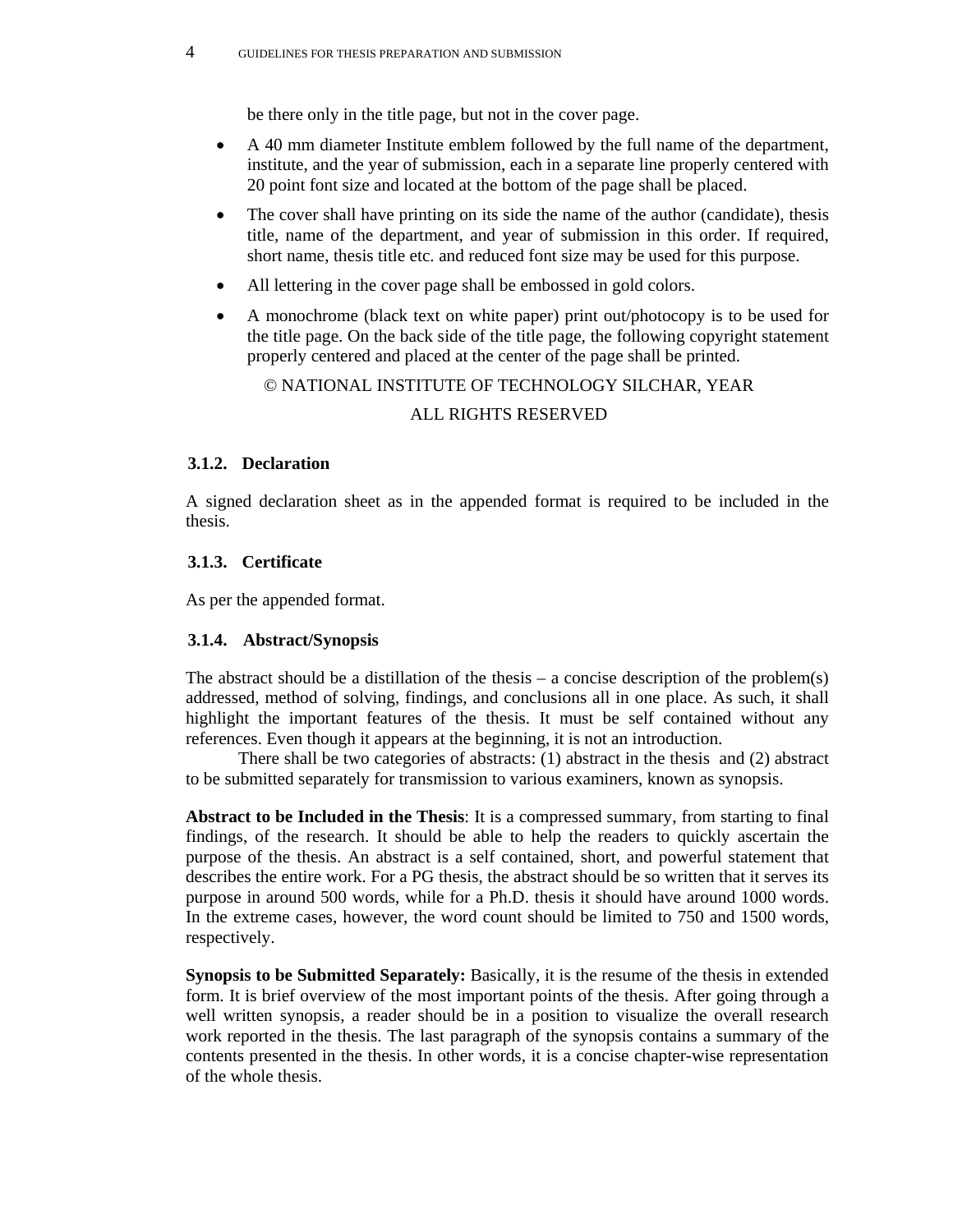be there only in the title page, but not in the cover page.

- A 40 mm diameter Institute emblem followed by the full name of the department, institute, and the year of submission, each in a separate line properly centered with 20 point font size and located at the bottom of the page shall be placed.
- The cover shall have printing on its side the name of the author (candidate), thesis title, name of the department, and year of submission in this order. If required, short name, thesis title etc. and reduced font size may be used for this purpose.
- All lettering in the cover page shall be embossed in gold colors.
- A monochrome (black text on white paper) print out/photocopy is to be used for the title page. On the back side of the title page, the following copyright statement properly centered and placed at the center of the page shall be printed.

© NATIONAL INSTITUTE OF TECHNOLOGY SILCHAR, YEAR

ALL RIGHTS RESERVED

### 3.1.2. Declaration

A signed declaration sheet as in the appended format is required to be included in the thesis.

### 3.1.3. Certificate

As per the appended format.

### 3.1.4. Abstract/Synopsis

The abstract should be a distillation of the thesis – a concise description of the problem(s) addressed, method of solving, findings, and conclusions all in one place. As such, it shall highlight the important features of the thesis. It must be self contained without any references. Even though it appears at the beginning, it is not an introduction.

There shall be two categories of abstracts: (1) abstract in the thesis and (2) abstract to be submitted separately for transmission to various examiners, known as synopsis.

**Abstract to be Included in the Thesis**: It is a compressed summary, from starting to final findings, of the research. It should be able to help the readers to quickly ascertain the purpose of the thesis. An abstract is a self contained, short, and powerful statement that describes the entire work. For a PG thesis, the abstract should be so written that it serves its purpose in around 500 words, while for a Ph.D. thesis it should have around 1000 words. In the extreme cases, however, the word count should be limited to 750 and 1500 words, respectively.

**Synopsis to be Submitted Separately:** Basically, it is the resume of the thesis in extended form. It is brief overview of the most important points of the thesis. After going through a well written synopsis, a reader should be in a position to visualize the overall research work reported in the thesis. The last paragraph of the synopsis contains a summary of the contents presented in the thesis. In other words, it is a concise chapter-wise representation of the whole thesis.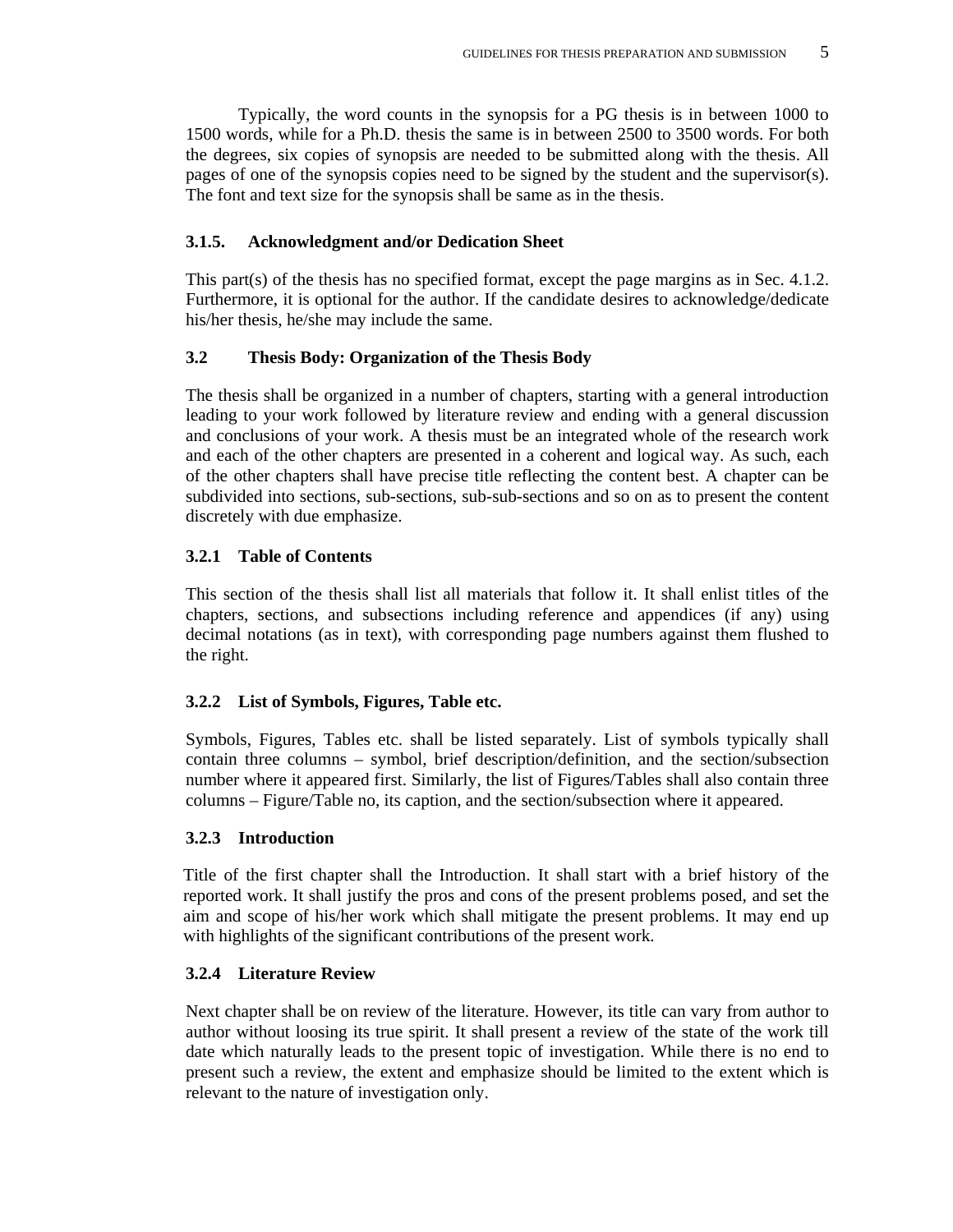Typically, the word counts in the synopsis for a PG thesis is in between 1000 to 1500 words, while for a Ph.D. thesis the same is in between 2500 to 3500 words. For both the degrees, six copies of synopsis are needed to be submitted along with the thesis. All pages of one of the synopsis copies need to be signed by the student and the supervisor(s). The font and text size for the synopsis shall be same as in the thesis.

#### 3.1.5. Acknowledgment and/or Dedication Sheet

This part(s) of the thesis has no specified format, except the page margins as in Sec. 4.1.2. Furthermore, it is optional for the author. If the candidate desires to acknowledge/dedicate his/her thesis, he/she may include the same.

### 3.2 Thesis Body: Organization of the Thesis Body

The thesis shall be organized in a number of chapters, starting with a general introduction leading to your work followed by literature review and ending with a general discussion and conclusions of your work. A thesis must be an integrated whole of the research work and each of the other chapters are presented in a coherent and logical way. As such, each of the other chapters shall have precise title reflecting the content best. A chapter can be subdivided into sections, sub-sections, sub-sub-sections and so on as to present the content discretely with due emphasize.

#### 3.2.1 Table of Contents

This section of the thesis shall list all materials that follow it. It shall enlist titles of the chapters, sections, and subsections including reference and appendices (if any) using decimal notations (as in text), with corresponding page numbers against them flushed to the right.

#### 3.2.2 List of Symbols, Figures, Table etc.

Symbols, Figures, Tables etc. shall be listed separately. List of symbols typically shall contain three columns – symbol, brief description/definition, and the section/subsection number where it appeared first. Similarly, the list of Figures/Tables shall also contain three columns – Figure/Table no, its caption, and the section/subsection where it appeared.

#### 3.2.3 Introduction

Title of the first chapter shall the Introduction. It shall start with a brief history of the reported work. It shall justify the pros and cons of the present problems posed, and set the aim and scope of his/her work which shall mitigate the present problems. It may end up with highlights of the significant contributions of the present work.

#### 3.2.4 Literature Review

Next chapter shall be on review of the literature. However, its title can vary from author to author without loosing its true spirit. It shall present a review of the state of the work till date which naturally leads to the present topic of investigation. While there is no end to present such a review, the extent and emphasize should be limited to the extent which is relevant to the nature of investigation only.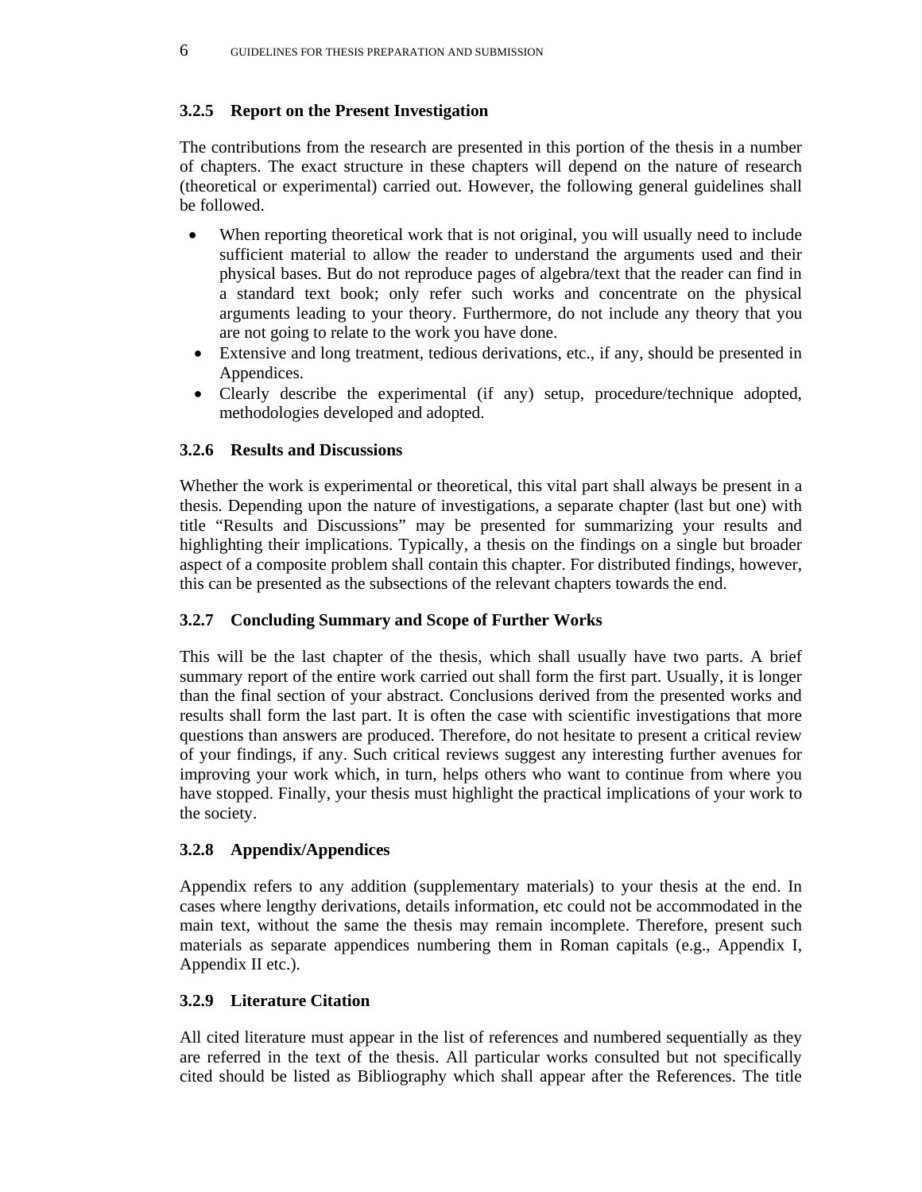### 3.2.5 Report on the Present Investigation

The contributions from the research are presented in this portion of the thesis in a number of chapters. The exact structure in these chapters will depend on the nature of research (theoretical or experimental) carried out. However, the following general guidelines shall be followed.

- When reporting theoretical work that is not original, you will usually need to include sufficient material to allow the reader to understand the arguments used and their physical bases. But do not reproduce pages of algebra/text that the reader can find in a standard text book; only refer such works and concentrate on the physical arguments leading to your theory. Furthermore, do not include any theory that you are not going to relate to the work you have done.
- Extensive and long treatment, tedious derivations, etc., if any, should be presented in Appendices.
- Clearly describe the experimental (if any) setup, procedure/technique adopted, methodologies developed and adopted.

### 3.2.6 Results and Discussions

Whether the work is experimental or theoretical, this vital part shall always be present in a thesis. Depending upon the nature of investigations, a separate chapter (last but one) with title "Results and Discussions" may be presented for summarizing your results and highlighting their implications. Typically, a thesis on the findings on a single but broader aspect of a composite problem shall contain this chapter. For distributed findings, however, this can be presented as the subsections of the relevant chapters towards the end.

### 3.2.7 Concluding Summary and Scope of Further Works

This will be the last chapter of the thesis, which shall usually have two parts. A brief summary report of the entire work carried out shall form the first part. Usually, it is longer than the final section of your abstract. Conclusions derived from the presented works and results shall form the last part. It is often the case with scientific investigations that more questions than answers are produced. Therefore, do not hesitate to present a critical review of your findings, if any. Such critical reviews suggest any interesting further avenues for improving your work which, in turn, helps others who want to continue from where you have stopped. Finally, your thesis must highlight the practical implications of your work to the society.

### 3.2.8 Appendix/Appendices

Appendix refers to any addition (supplementary materials) to your thesis at the end. In cases where lengthy derivations, details information, etc could not be accommodated in the main text, without the same the thesis may remain incomplete. Therefore, present such materials as separate appendices numbering them in Roman capitals (e.g., Appendix I, Appendix II etc.).

### 3.2.9 Literature Citation

All cited literature must appear in the list of references and numbered sequentially as they are referred in the text of the thesis. All particular works consulted but not specifically cited should be listed as Bibliography which shall appear after the References. The title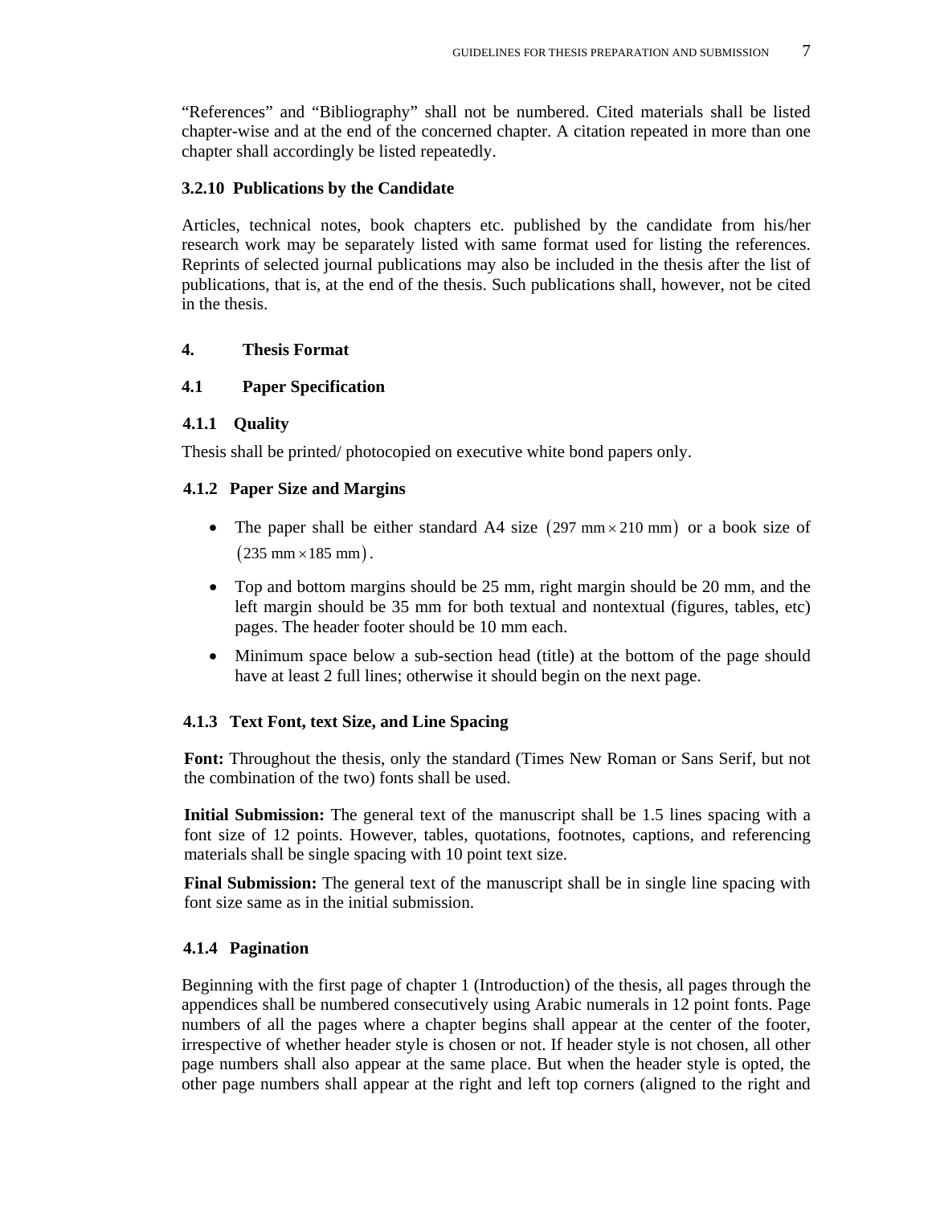"References" and "Bibliography" shall not be numbered. Cited materials shall be listed chapter-wise and at the end of the concerned chapter. A citation repeated in more than one chapter shall accordingly be listed repeatedly.

### 3.2.10 Publications by the Candidate

Articles, technical notes, book chapters etc. published by the candidate from his/her research work may be separately listed with same format used for listing the references. Reprints of selected journal publications may also be included in the thesis after the list of publications, that is, at the end of the thesis. Such publications shall, however, not be cited in the thesis.

## 4. Thesis Format

### 4.1 Paper Specification

#### 4.1.1 Quality

Thesis shall be printed/ photocopied on executive white bond papers only.

#### 4.1.2 Paper Size and Margins

- The paper shall be either standard A4 size $(297 \text{ mm} \times 210 \text{ mm})$ or a book size of $(235 \text{ mm} \times 185 \text{ mm})$.
- Top and bottom margins should be 25 mm, right margin should be 20 mm, and the left margin should be 35 mm for both textual and nontextual (figures, tables, etc) pages. The header footer should be 10 mm each.
- Minimum space below a sub-section head (title) at the bottom of the page should have at least 2 full lines; otherwise it should begin on the next page.

#### 4.1.3 Text Font, text Size, and Line Spacing

**Font:** Throughout the thesis, only the standard (Times New Roman or Sans Serif, but not the combination of the two) fonts shall be used.

**Initial Submission:** The general text of the manuscript shall be 1.5 lines spacing with a font size of 12 points. However, tables, quotations, footnotes, captions, and referencing materials shall be single spacing with 10 point text size.

**Final Submission:** The general text of the manuscript shall be in single line spacing with font size same as in the initial submission.

#### 4.1.4 Pagination

Beginning with the first page of chapter 1 (Introduction) of the thesis, all pages through the appendices shall be numbered consecutively using Arabic numerals in 12 point fonts. Page numbers of all the pages where a chapter begins shall appear at the center of the footer, irrespective of whether header style is chosen or not. If header style is not chosen, all other page numbers shall also appear at the same place. But when the header style is opted, the other page numbers shall appear at the right and left top corners (aligned to the right and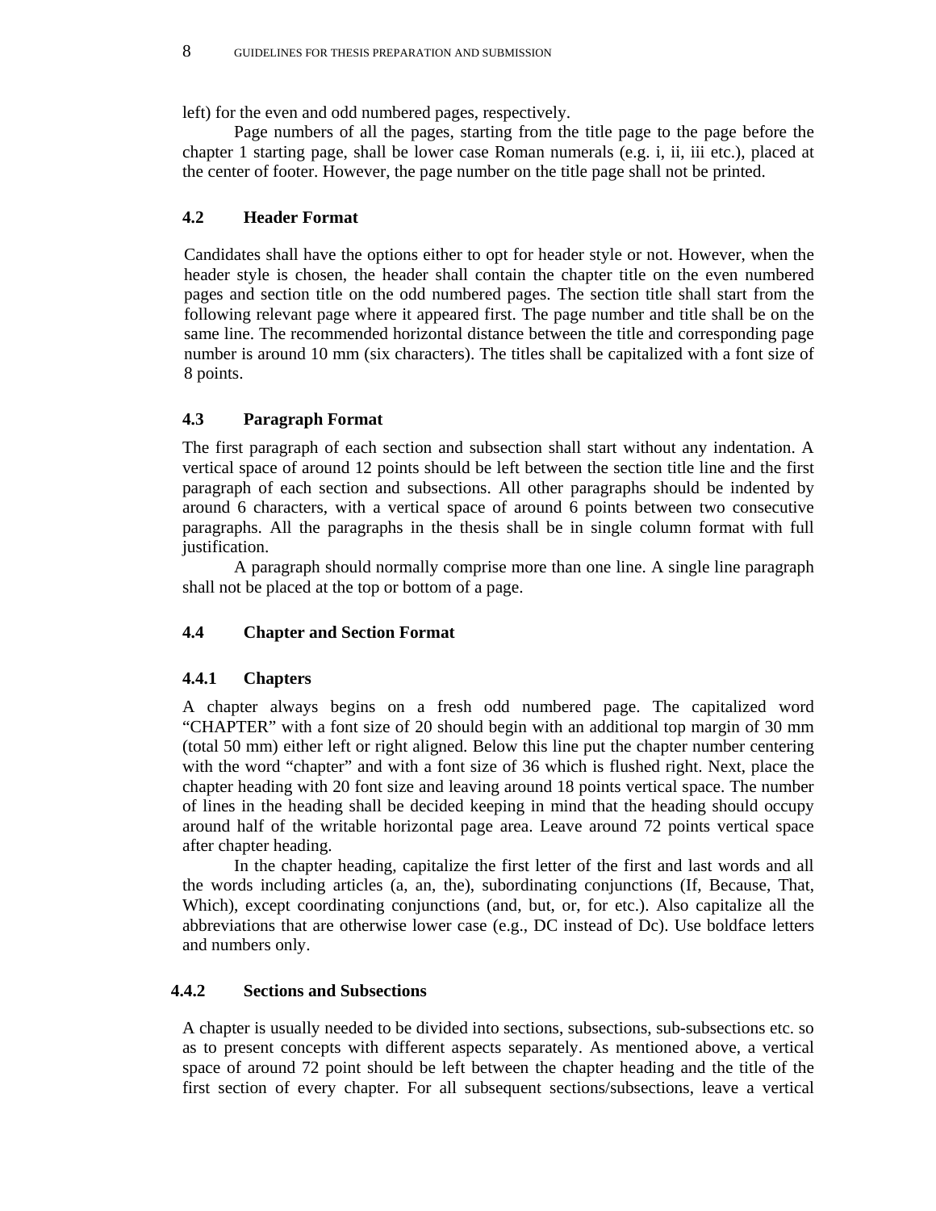left) for the even and odd numbered pages, respectively.

Page numbers of all the pages, starting from the title page to the page before the chapter 1 starting page, shall be lower case Roman numerals (e.g. i, ii, iii etc.), placed at the center of footer. However, the page number on the title page shall not be printed.

## 4.2 Header Format

Candidates shall have the options either to opt for header style or not. However, when the header style is chosen, the header shall contain the chapter title on the even numbered pages and section title on the odd numbered pages. The section title shall start from the following relevant page where it appeared first. The page number and title shall be on the same line. The recommended horizontal distance between the title and corresponding page number is around 10 mm (six characters). The titles shall be capitalized with a font size of 8 points.

## 4.3 Paragraph Format

The first paragraph of each section and subsection shall start without any indentation. A vertical space of around 12 points should be left between the section title line and the first paragraph of each section and subsections. All other paragraphs should be indented by around 6 characters, with a vertical space of around 6 points between two consecutive paragraphs. All the paragraphs in the thesis shall be in single column format with full justification.

A paragraph should normally comprise more than one line. A single line paragraph shall not be placed at the top or bottom of a page.

## 4.4 Chapter and Section Format

### 4.4.1 Chapters

A chapter always begins on a fresh odd numbered page. The capitalized word "CHAPTER" with a font size of 20 should begin with an additional top margin of 30 mm (total 50 mm) either left or right aligned. Below this line put the chapter number centering with the word "chapter" and with a font size of 36 which is flushed right. Next, place the chapter heading with 20 font size and leaving around 18 points vertical space. The number of lines in the heading shall be decided keeping in mind that the heading should occupy around half of the writable horizontal page area. Leave around 72 points vertical space after chapter heading.

In the chapter heading, capitalize the first letter of the first and last words and all the words including articles (a, an, the), subordinating conjunctions (If, Because, That, Which), except coordinating conjunctions (and, but, or, for etc.). Also capitalize all the abbreviations that are otherwise lower case (e.g., DC instead of Dc). Use boldface letters and numbers only.

### 4.4.2 Sections and Subsections

A chapter is usually needed to be divided into sections, subsections, sub-subsections etc. so as to present concepts with different aspects separately. As mentioned above, a vertical space of around 72 point should be left between the chapter heading and the title of the first section of every chapter. For all subsequent sections/subsections, leave a vertical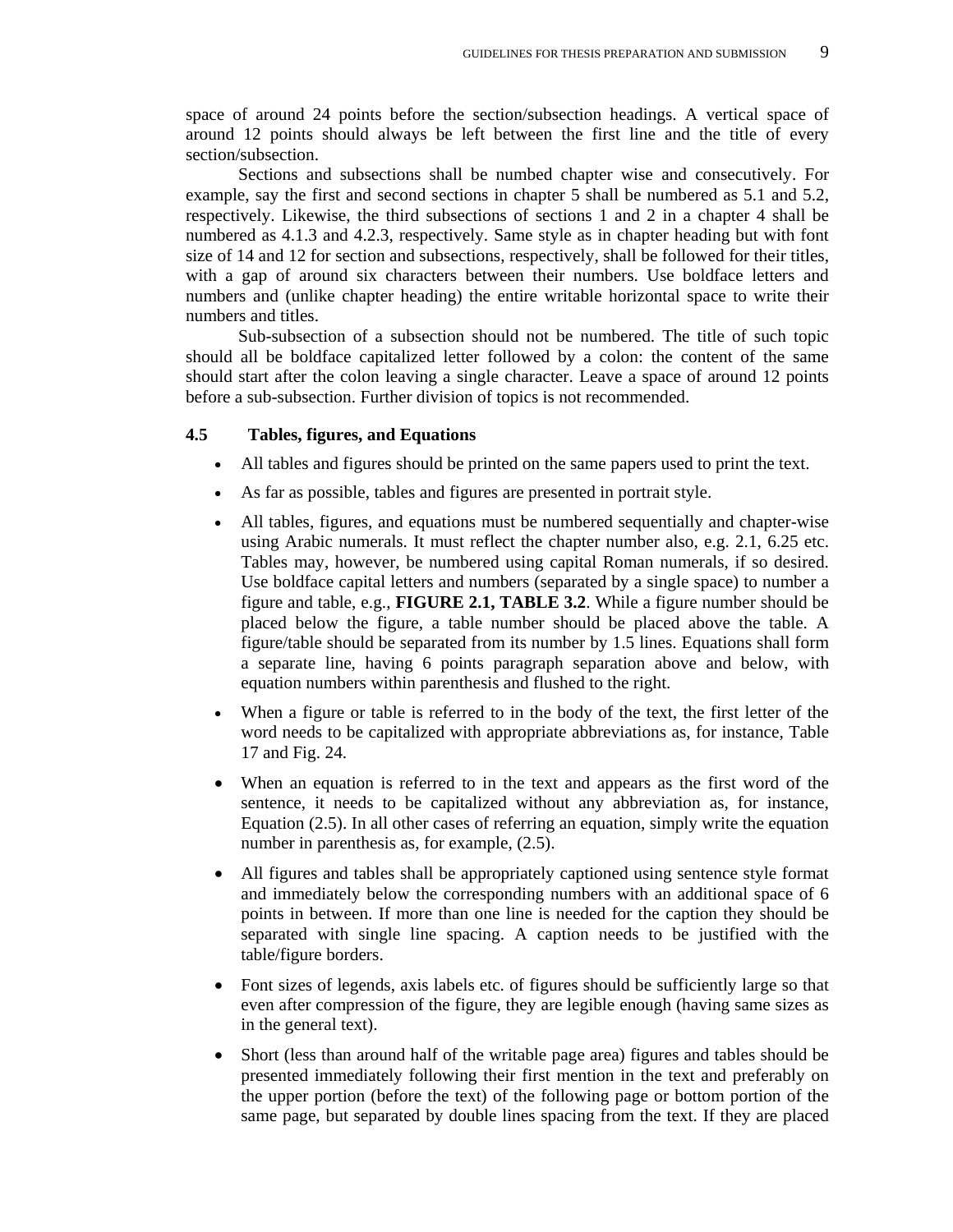space of around 24 points before the section/subsection headings. A vertical space of around 12 points should always be left between the first line and the title of every section/subsection.

Sections and subsections shall be numbed chapter wise and consecutively. For example, say the first and second sections in chapter 5 shall be numbered as 5.1 and 5.2, respectively. Likewise, the third subsections of sections 1 and 2 in a chapter 4 shall be numbered as 4.1.3 and 4.2.3, respectively. Same style as in chapter heading but with font size of 14 and 12 for section and subsections, respectively, shall be followed for their titles, with a gap of around six characters between their numbers. Use boldface letters and numbers and (unlike chapter heading) the entire writable horizontal space to write their numbers and titles.

Sub-subsection of a subsection should not be numbered. The title of such topic should all be boldface capitalized letter followed by a colon: the content of the same should start after the colon leaving a single character. Leave a space of around 12 points before a sub-subsection. Further division of topics is not recommended.

## 4.5 Tables, figures, and Equations

- All tables and figures should be printed on the same papers used to print the text.
- As far as possible, tables and figures are presented in portrait style.
- All tables, figures, and equations must be numbered sequentially and chapter-wise using Arabic numerals. It must reflect the chapter number also, e.g. 2.1, 6.25 etc. Tables may, however, be numbered using capital Roman numerals, if so desired. Use boldface capital letters and numbers (separated by a single space) to number a figure and table, e.g., **FIGURE 2.1, TABLE 3.2**. While a figure number should be placed below the figure, a table number should be placed above the table. A figure/table should be separated from its number by 1.5 lines. Equations shall form a separate line, having 6 points paragraph separation above and below, with equation numbers within parenthesis and flushed to the right.
- When a figure or table is referred to in the body of the text, the first letter of the word needs to be capitalized with appropriate abbreviations as, for instance, Table 17 and Fig. 24.
- When an equation is referred to in the text and appears as the first word of the sentence, it needs to be capitalized without any abbreviation as, for instance, Equation (2.5). In all other cases of referring an equation, simply write the equation number in parenthesis as, for example, (2.5).
- All figures and tables shall be appropriately captioned using sentence style format and immediately below the corresponding numbers with an additional space of 6 points in between. If more than one line is needed for the caption they should be separated with single line spacing. A caption needs to be justified with the table/figure borders.
- Font sizes of legends, axis labels etc. of figures should be sufficiently large so that even after compression of the figure, they are legible enough (having same sizes as in the general text).
- Short (less than around half of the writable page area) figures and tables should be presented immediately following their first mention in the text and preferably on the upper portion (before the text) of the following page or bottom portion of the same page, but separated by double lines spacing from the text. If they are placed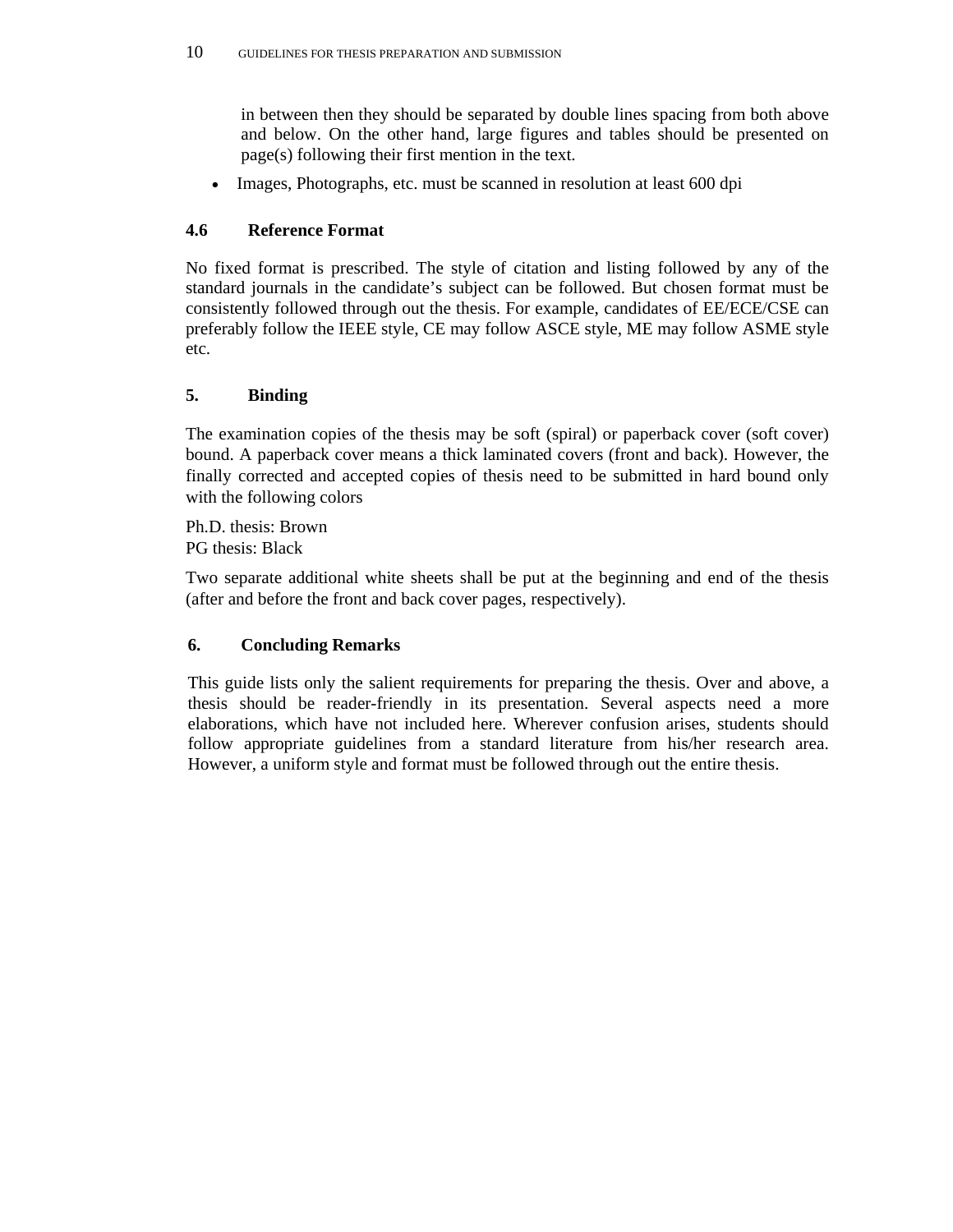in between then they should be separated by double lines spacing from both above and below. On the other hand, large figures and tables should be presented on page(s) following their first mention in the text.

- Images, Photographs, etc. must be scanned in resolution at least 600 dpi

### 4.6 Reference Format

No fixed format is prescribed. The style of citation and listing followed by any of the standard journals in the candidate's subject can be followed. But chosen format must be consistently followed through out the thesis. For example, candidates of EE/ECE/CSE can preferably follow the IEEE style, CE may follow ASCE style, ME may follow ASME style etc.

## 5. Binding

The examination copies of the thesis may be soft (spiral) or paperback cover (soft cover) bound. A paperback cover means a thick laminated covers (front and back). However, the finally corrected and accepted copies of thesis need to be submitted in hard bound only with the following colors

Ph.D. thesis: Brown
PG thesis: Black

Two separate additional white sheets shall be put at the beginning and end of the thesis (after and before the front and back cover pages, respectively).

## 6. Concluding Remarks

This guide lists only the salient requirements for preparing the thesis. Over and above, a thesis should be reader-friendly in its presentation. Several aspects need a more elaborations, which have not included here. Wherever confusion arises, students should follow appropriate guidelines from a standard literature from his/her research area. However, a uniform style and format must be followed through out the entire thesis.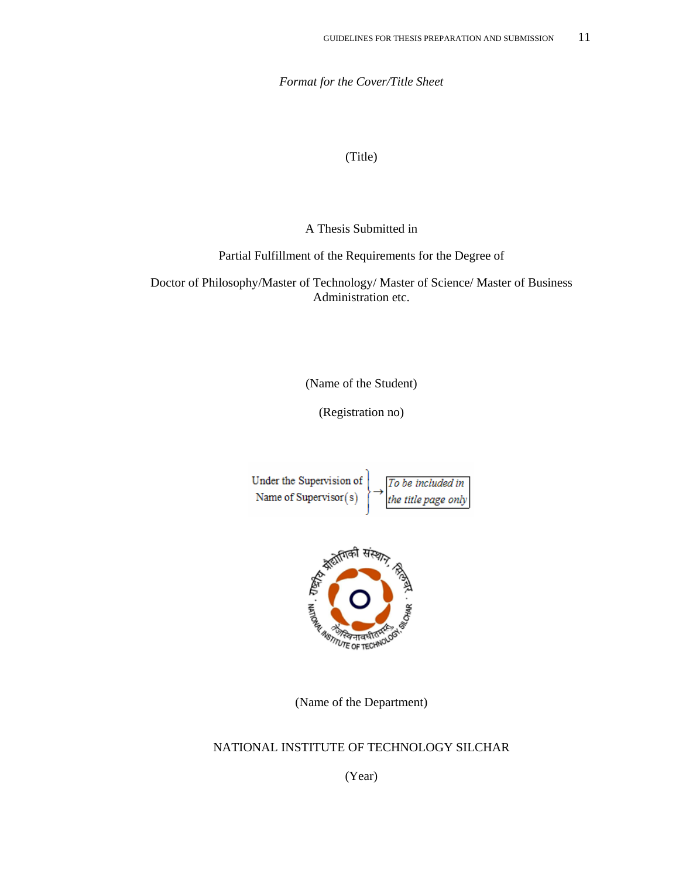*Format for the Cover/Title Sheet*

(Title)

A Thesis Submitted in

Partial Fulfillment of the Requirements for the Degree of

Doctor of Philosophy/Master of Technology/ Master of Science/ Master of Business Administration etc.

(Name of the Student)

(Registration no)

Under the Supervision of
Name of Supervisor(s) → *To be included in the title page only*

(Name of the Department)

NATIONAL INSTITUTE OF TECHNOLOGY SILCHAR

(Year)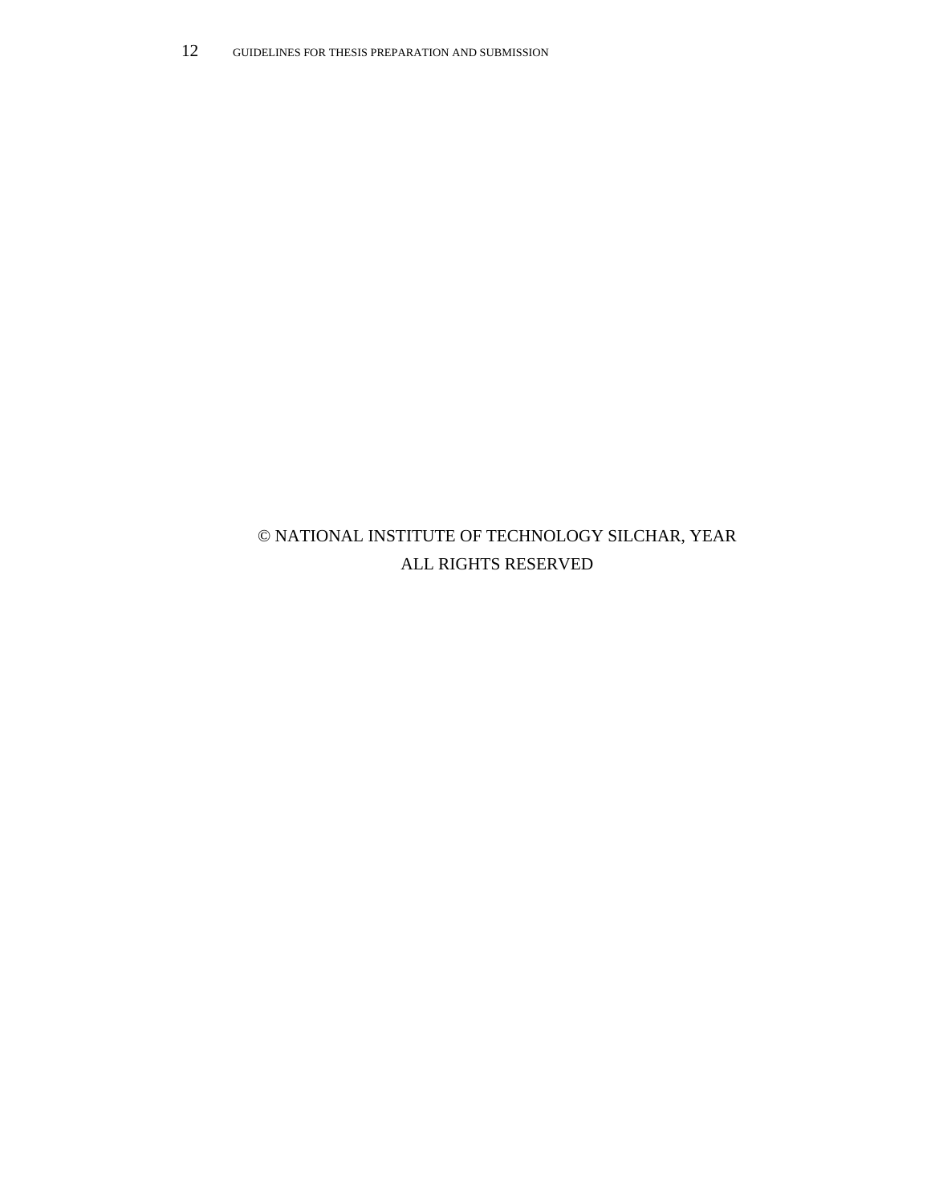© NATIONAL INSTITUTE OF TECHNOLOGY SILCHAR, YEAR
ALL RIGHTS RESERVED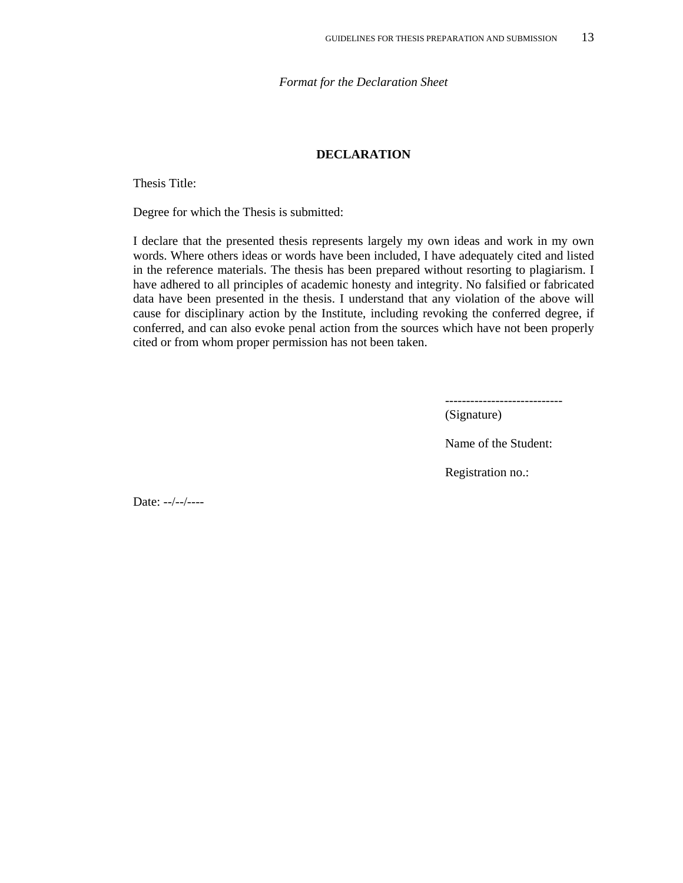*Format for the Declaration Sheet*

**DECLARATION**

Thesis Title:

Degree for which the Thesis is submitted:

I declare that the presented thesis represents largely my own ideas and work in my own words. Where others ideas or words have been included, I have adequately cited and listed in the reference materials. The thesis has been prepared without resorting to plagiarism. I have adhered to all principles of academic honesty and integrity. No falsified or fabricated data have been presented in the thesis. I understand that any violation of the above will cause for disciplinary action by the Institute, including revoking the conferred degree, if conferred, and can also evoke penal action from the sources which have not been properly cited or from whom proper permission has not been taken.

----------------------------
(Signature)

Name of the Student:

Registration no.:

Date: --/--/----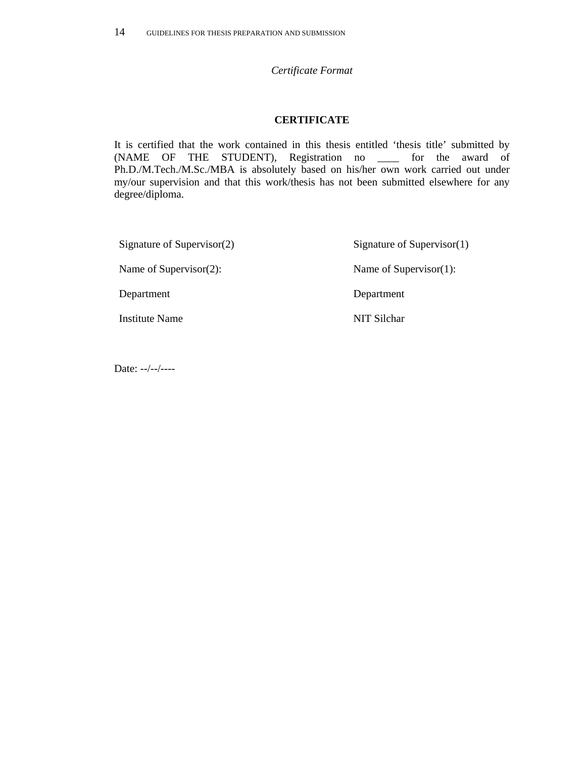*Certificate Format*

**CERTIFICATE**

It is certified that the work contained in this thesis entitled ‘thesis title’ submitted by (NAME OF THE STUDENT), Registration no ____ for the award of Ph.D./M.Tech./M.Sc./MBA is absolutely based on his/her own work carried out under my/our supervision and that this work/thesis has not been submitted elsewhere for any degree/diploma.

| | |
|---|---|
| Signature of Supervisor(2) | Signature of Supervisor(1) |
| Name of Supervisor(2): | Name of Supervisor(1): |
| Department | Department |
| Institute Name | NIT Silchar |

Date: --/--/----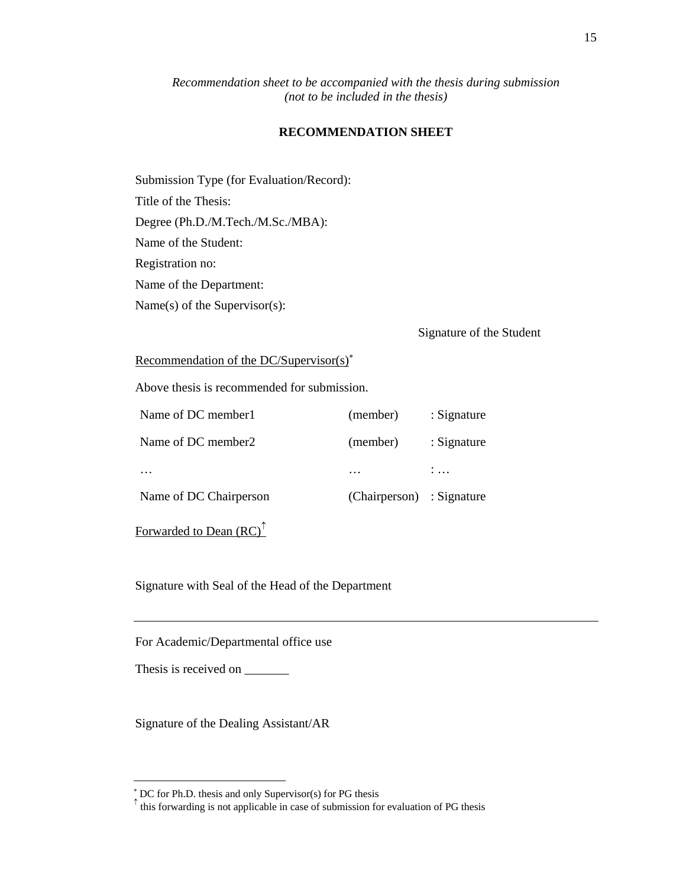*Recommendation sheet to be accompanied with the thesis during submission*
*(not to be included in the thesis)*

**RECOMMENDATION SHEET**

Submission Type (for Evaluation/Record):

Title of the Thesis:

Degree (Ph.D./M.Tech./M.Sc./MBA):

Name of the Student:

Registration no:

Name of the Department:

Name(s) of the Supervisor(s):

Signature of the Student

<u>Recommendation of the DC/Supervisor(s)</u>[*]

Above thesis is recommended for submission.

| | | |
|---|---|---|
| Name of DC member1 | (member) | : Signature |
| Name of DC member2 | (member) | : Signature |
| … | … | : … |
| Name of DC Chairperson | (Chairperson) | : Signature |

<u>Forwarded to Dean (RC)</u>[†]

Signature with Seal of the Head of the Department

---

For Academic/Departmental office use

Thesis is received on _______

Signature of the Dealing Assistant/AR

---

[*] DC for Ph.D. thesis and only Supervisor(s) for PG thesis

[†] this forwarding is not applicable in case of submission for evaluation of PG thesis